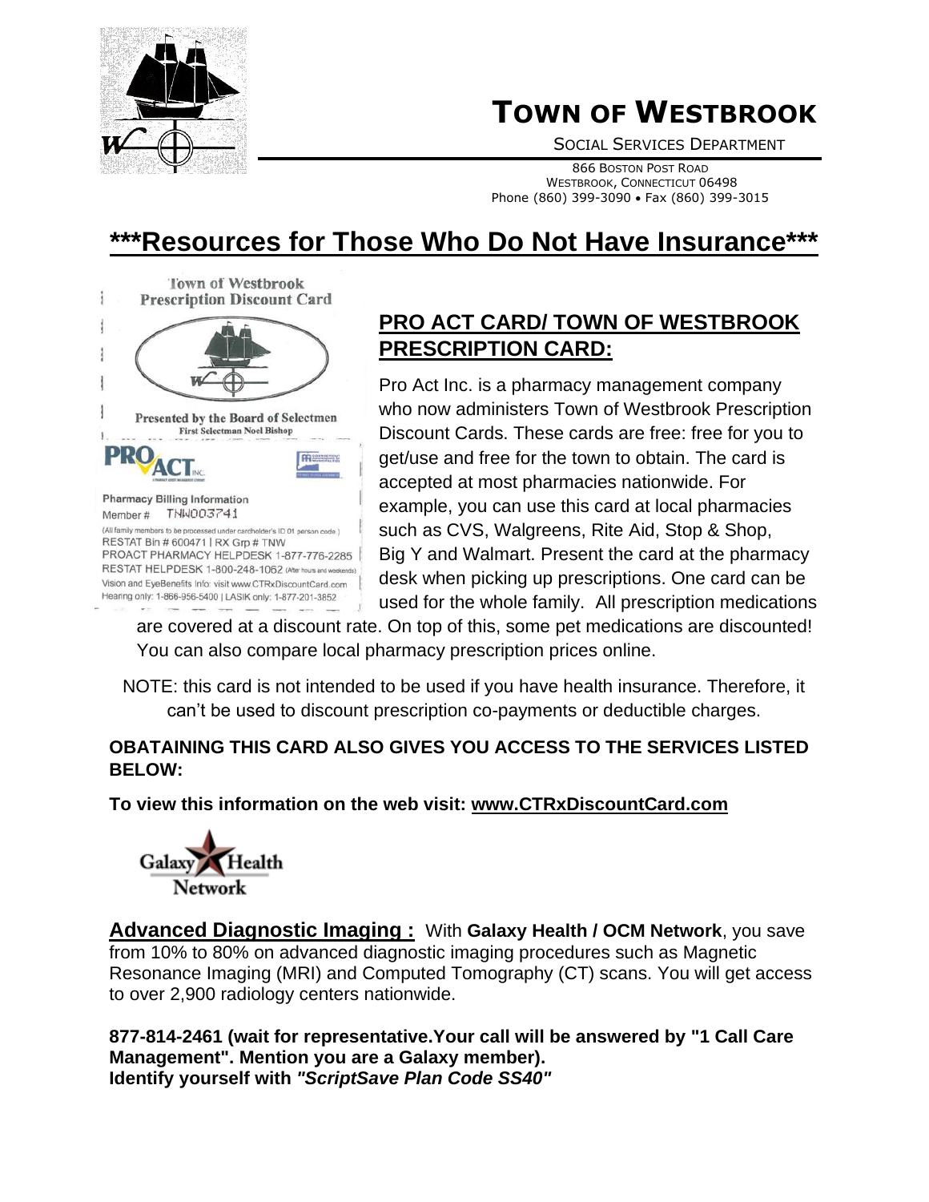# TOWN OF WESTBROOK

SOCIAL SERVICES DEPARTMENT

866 BOSTON POST ROAD
WESTBROOK, CONNECTICUT 06498
Phone (860) 399-3090 • Fax (860) 399-3015

## ***Resources for Those Who Do Not Have Insurance***

Town of Westbrook
Prescription Discount Card

Presented by the Board of Selectmen
First Selectman Noel Bishop

Pharmacy Billing Information
Member # TNW003741
(All family members to be processed under cardholder's ID 01 person code.)
RESTAT Bin # 600471 | RX Grp # TNW
PROACT PHARMACY HELPDESK 1-877-776-2285
RESTAT HELPDESK 1-800-248-1062 (After hours and weekends)
Vision and EyeBenefits Info: visit www.CTRxDiscountCard.com
Hearing only: 1-866-956-5400 | LASIK only: 1-877-201-3852

### PRO ACT CARD/ TOWN OF WESTBROOK PRESCRIPTION CARD:

Pro Act Inc. is a pharmacy management company who now administers Town of Westbrook Prescription Discount Cards. These cards are free: free for you to get/use and free for the town to obtain. The card is accepted at most pharmacies nationwide. For example, you can use this card at local pharmacies such as CVS, Walgreens, Rite Aid, Stop & Shop, Big Y and Walmart. Present the card at the pharmacy desk when picking up prescriptions. One card can be used for the whole family. All prescription medications are covered at a discount rate. On top of this, some pet medications are discounted! You can also compare local pharmacy prescription prices online.

NOTE: this card is not intended to be used if you have health insurance. Therefore, it can't be used to discount prescription co-payments or deductible charges.

**OBATAINING THIS CARD ALSO GIVES YOU ACCESS TO THE SERVICES LISTED BELOW:**

**To view this information on the web visit: www.CTRxDiscountCard.com**

Galaxy Health Network

**Advanced Diagnostic Imaging :** With **Galaxy Health / OCM Network**, you save from 10% to 80% on advanced diagnostic imaging procedures such as Magnetic Resonance Imaging (MRI) and Computed Tomography (CT) scans. You will get access to over 2,900 radiology centers nationwide.

**877-814-2461 (wait for representative.Your call will be answered by "1 Call Care Management". Mention you are a Galaxy member).**
**Identify yourself with *"ScriptSave Plan Code SS40"***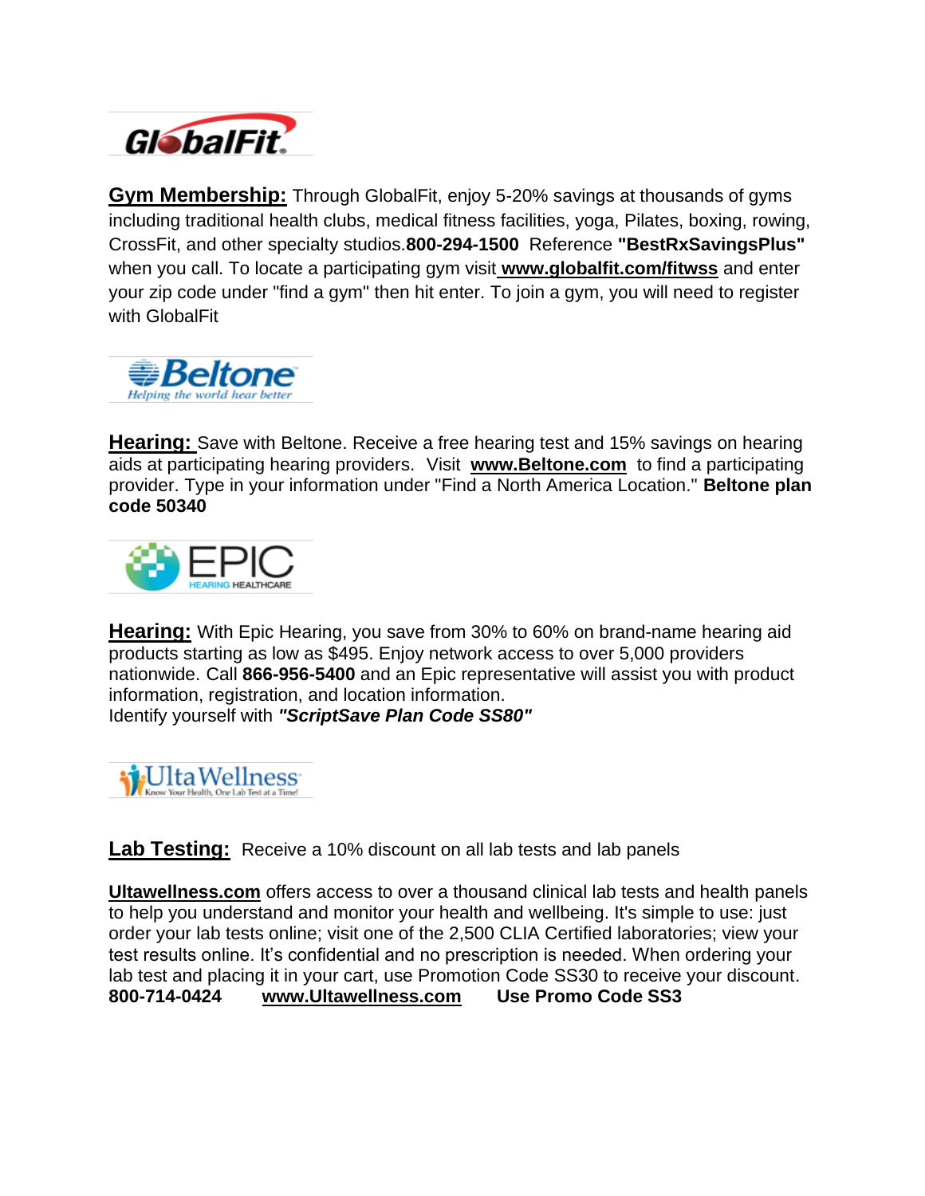**Gym Membership:** Through GlobalFit, enjoy 5-20% savings at thousands of gyms including traditional health clubs, medical fitness facilities, yoga, Pilates, boxing, rowing, CrossFit, and other specialty studios.**800-294-1500** Reference **"BestRxSavingsPlus"** when you call. To locate a participating gym visit **www.globalfit.com/fitwss** and enter your zip code under "find a gym" then hit enter. To join a gym, you will need to register with GlobalFit

**Hearing:** Save with Beltone. Receive a free hearing test and 15% savings on hearing aids at participating hearing providers. Visit **www.Beltone.com** to find a participating provider. Type in your information under "Find a North America Location." **Beltone plan code 50340**

**Hearing:** With Epic Hearing, you save from 30% to 60% on brand-name hearing aid products starting as low as $495. Enjoy network access to over 5,000 providers nationwide. Call **866-956-5400** and an Epic representative will assist you with product information, registration, and location information.
Identify yourself with ***"ScriptSave Plan Code SS80"***

**Lab Testing:** Receive a 10% discount on all lab tests and lab panels

**Ultawellness.com** offers access to over a thousand clinical lab tests and health panels to help you understand and monitor your health and wellbeing. It's simple to use: just order your lab tests online; visit one of the 2,500 CLIA Certified laboratories; view your test results online. It's confidential and no prescription is needed. When ordering your lab test and placing it in your cart, use Promotion Code SS30 to receive your discount.
**800-714-0424** **www.Ultawellness.com** **Use Promo Code SS3**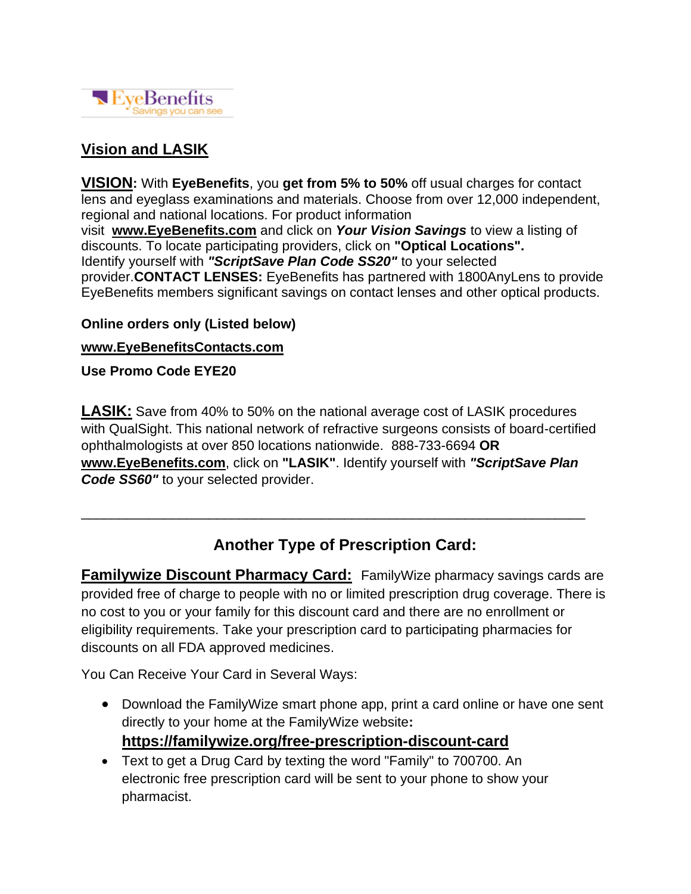EyeBenefits
Savings you can see

## Vision and LASIK

**VISION:** With **EyeBenefits**, you **get from 5% to 50%** off usual charges for contact lens and eyeglass examinations and materials. Choose from over 12,000 independent, regional and national locations. For product information visit **www.EyeBenefits.com** and click on ***Your Vision Savings*** to view a listing of discounts. To locate participating providers, click on **"Optical Locations".** Identify yourself with ***"ScriptSave Plan Code SS20"*** to your selected provider.**CONTACT LENSES:** EyeBenefits has partnered with 1800AnyLens to provide EyeBenefits members significant savings on contact lenses and other optical products.

**Online orders only (Listed below)**

**www.EyeBenefitsContacts.com**

**Use Promo Code EYE20**

**LASIK:** Save from 40% to 50% on the national average cost of LASIK procedures with QualSight. This national network of refractive surgeons consists of board-certified ophthalmologists at over 850 locations nationwide. 888-733-6694 **OR** **www.EyeBenefits.com**, click on **"LASIK"**. Identify yourself with ***"ScriptSave Plan Code SS60"*** to your selected provider.

---

## Another Type of Prescription Card:

**Familywize Discount Pharmacy Card:** FamilyWize pharmacy savings cards are provided free of charge to people with no or limited prescription drug coverage. There is no cost to you or your family for this discount card and there are no enrollment or eligibility requirements. Take your prescription card to participating pharmacies for discounts on all FDA approved medicines.

You Can Receive Your Card in Several Ways:

- Download the FamilyWize smart phone app, print a card online or have one sent directly to your home at the FamilyWize website**:** **https://familywize.org/free-prescription-discount-card**
- Text to get a Drug Card by texting the word "Family" to 700700. An electronic free prescription card will be sent to your phone to show your pharmacist.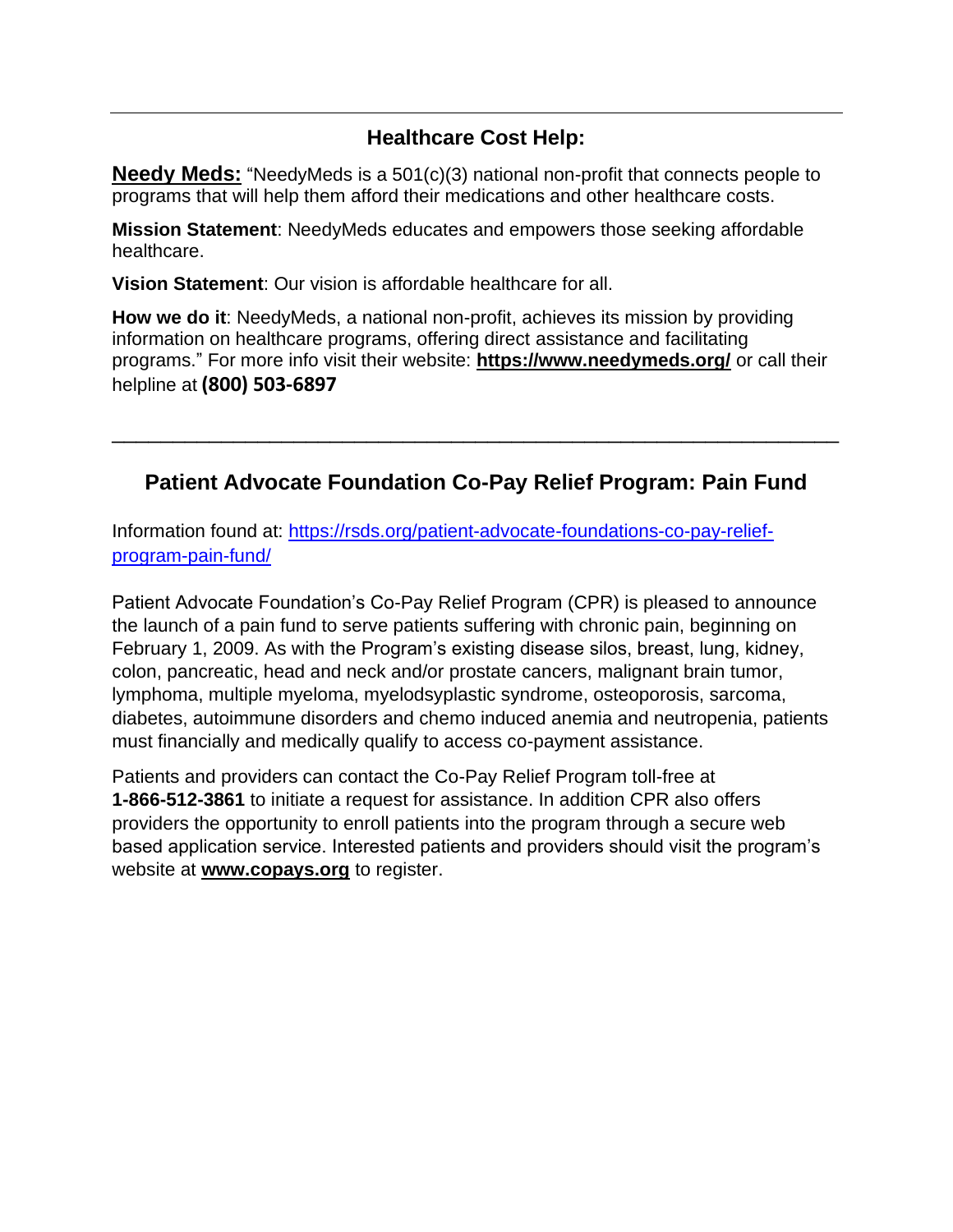---

## Healthcare Cost Help:

**Needy Meds:** "NeedyMeds is a 501(c)(3) national non-profit that connects people to programs that will help them afford their medications and other healthcare costs.

**Mission Statement**: NeedyMeds educates and empowers those seeking affordable healthcare.

**Vision Statement**: Our vision is affordable healthcare for all.

**How we do it**: NeedyMeds, a national non-profit, achieves its mission by providing information on healthcare programs, offering direct assistance and facilitating programs." For more info visit their website: **https://www.needymeds.org/** or call their helpline at **(800) 503-6897**

---

## Patient Advocate Foundation Co-Pay Relief Program: Pain Fund

Information found at: https://rsds.org/patient-advocate-foundations-co-pay-relief-program-pain-fund/

Patient Advocate Foundation's Co-Pay Relief Program (CPR) is pleased to announce the launch of a pain fund to serve patients suffering with chronic pain, beginning on February 1, 2009. As with the Program's existing disease silos, breast, lung, kidney, colon, pancreatic, head and neck and/or prostate cancers, malignant brain tumor, lymphoma, multiple myeloma, myelodsyplastic syndrome, osteoporosis, sarcoma, diabetes, autoimmune disorders and chemo induced anemia and neutropenia, patients must financially and medically qualify to access co-payment assistance.

Patients and providers can contact the Co-Pay Relief Program toll-free at **1-866-512-3861** to initiate a request for assistance. In addition CPR also offers providers the opportunity to enroll patients into the program through a secure web based application service. Interested patients and providers should visit the program's website at **www.copays.org** to register.